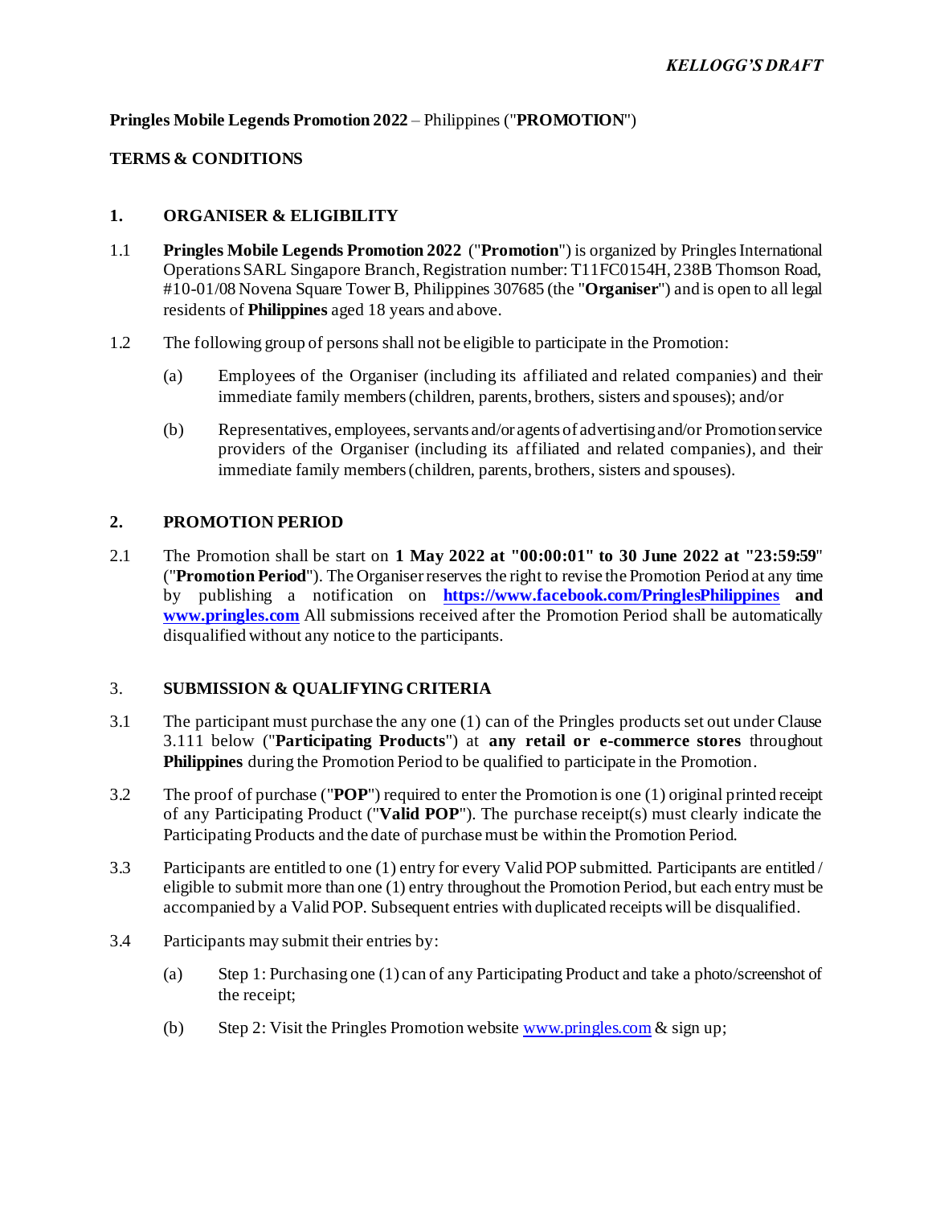*KELLOGG'S DRAFT*

**Pringles Mobile Legends Promotion 2022** – Philippines ("**PROMOTION**")

**TERMS & CONDITIONS**

## 1. ORGANISER & ELIGIBILITY

1.1 **Pringles Mobile Legends Promotion 2022** ("**Promotion**") is organized by Pringles International Operations SARL Singapore Branch, Registration number: T11FC0154H, 238B Thomson Road, #10-01/08 Novena Square Tower B, Philippines 307685 (the "**Organiser**") and is open to all legal residents of **Philippines** aged 18 years and above.

1.2 The following group of persons shall not be eligible to participate in the Promotion:

(a) Employees of the Organiser (including its affiliated and related companies) and their immediate family members (children, parents, brothers, sisters and spouses); and/or

(b) Representatives, employees, servants and/or agents of advertising and/or Promotion service providers of the Organiser (including its affiliated and related companies), and their immediate family members (children, parents, brothers, sisters and spouses).

## 2. PROMOTION PERIOD

2.1 The Promotion shall be start on **1 May 2022 at "00:00:01" to 30 June 2022 at "23:59:59**" ("**Promotion Period**"). The Organiser reserves the right to revise the Promotion Period at any time by publishing a notification on **https://www.facebook.com/PringlesPhilippines and www.pringles.com** All submissions received after the Promotion Period shall be automatically disqualified without any notice to the participants.

## 3. SUBMISSION & QUALIFYING CRITERIA

3.1 The participant must purchase the any one (1) can of the Pringles products set out under Clause 3.111 below ("**Participating Products**") at **any retail or e-commerce stores** throughout **Philippines** during the Promotion Period to be qualified to participate in the Promotion.

3.2 The proof of purchase ("**POP**") required to enter the Promotion is one (1) original printed receipt of any Participating Product ("**Valid POP**"). The purchase receipt(s) must clearly indicate the Participating Products and the date of purchase must be within the Promotion Period.

3.3 Participants are entitled to one (1) entry for every Valid POP submitted. Participants are entitled / eligible to submit more than one (1) entry throughout the Promotion Period, but each entry must be accompanied by a Valid POP. Subsequent entries with duplicated receipts will be disqualified.

3.4 Participants may submit their entries by:

(a) Step 1: Purchasing one (1) can of any Participating Product and take a photo/screenshot of the receipt;

(b) Step 2: Visit the Pringles Promotion website www.pringles.com & sign up;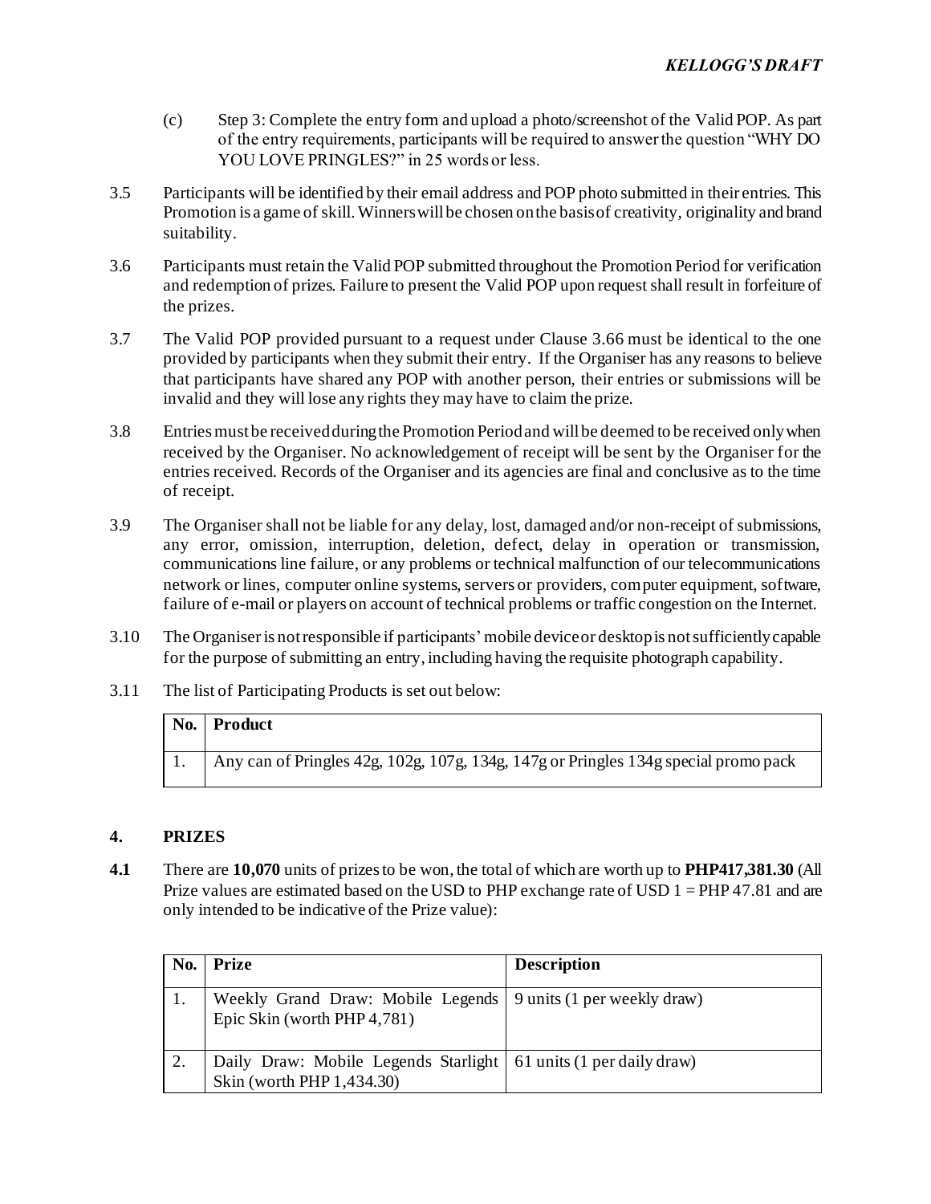(c) Step 3: Complete the entry form and upload a photo/screenshot of the Valid POP. As part of the entry requirements, participants will be required to answer the question "WHY DO YOU LOVE PRINGLES?" in 25 words or less.

3.5 Participants will be identified by their email address and POP photo submitted in their entries. This Promotion is a game of skill. Winners will be chosen on the basis of creativity, originality and brand suitability.

3.6 Participants must retain the Valid POP submitted throughout the Promotion Period for verification and redemption of prizes. Failure to present the Valid POP upon request shall result in forfeiture of the prizes.

3.7 The Valid POP provided pursuant to a request under Clause 3.66 must be identical to the one provided by participants when they submit their entry. If the Organiser has any reasons to believe that participants have shared any POP with another person, their entries or submissions will be invalid and they will lose any rights they may have to claim the prize.

3.8 Entries must be received during the Promotion Period and will be deemed to be received only when received by the Organiser. No acknowledgement of receipt will be sent by the Organiser for the entries received. Records of the Organiser and its agencies are final and conclusive as to the time of receipt.

3.9 The Organiser shall not be liable for any delay, lost, damaged and/or non-receipt of submissions, any error, omission, interruption, deletion, defect, delay in operation or transmission, communications line failure, or any problems or technical malfunction of our telecommunications network or lines, computer online systems, servers or providers, computer equipment, software, failure of e-mail or players on account of technical problems or traffic congestion on the Internet.

3.10 The Organiser is not responsible if participants' mobile device or desktop is not sufficiently capable for the purpose of submitting an entry, including having the requisite photograph capability.

3.11 The list of Participating Products is set out below:

| No. | Product |
|---|---|
| 1. | Any can of Pringles 42g, 102g, 107g, 134g, 147g or Pringles 134g special promo pack |

## 4. PRIZES

**4.1** There are **10,070** units of prizes to be won, the total of which are worth up to **PHP417,381.30** (All Prize values are estimated based on the USD to PHP exchange rate of USD 1 = PHP 47.81 and are only intended to be indicative of the Prize value):

| No. | Prize | Description |
|---|---|---|
| 1. | Weekly Grand Draw: Mobile Legends Epic Skin (worth PHP 4,781) | 9 units (1 per weekly draw) |
| 2. | Daily Draw: Mobile Legends Starlight Skin (worth PHP 1,434.30) | 61 units (1 per daily draw) |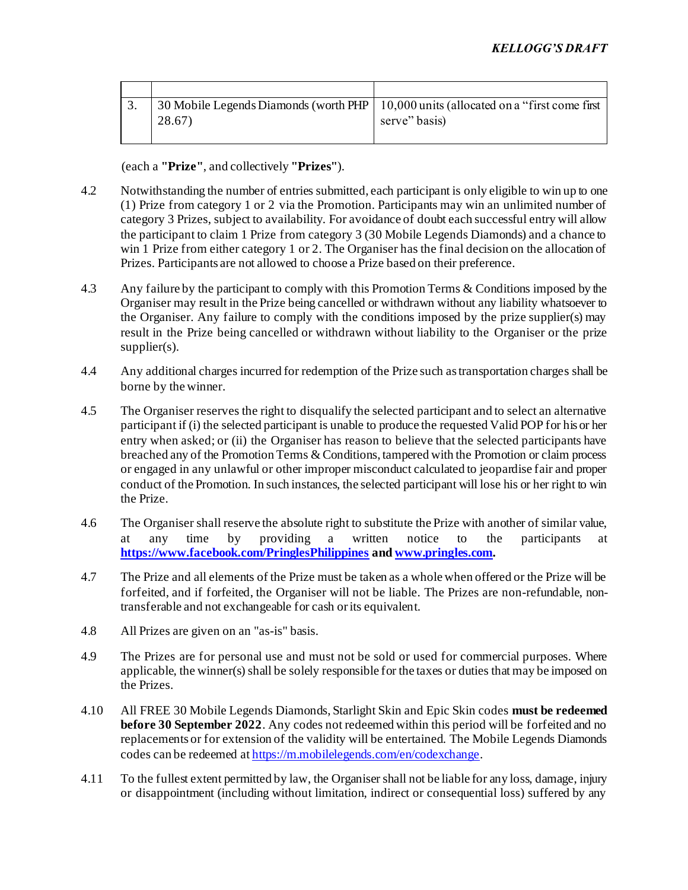| | | |
|---|---|---|
| 3. | 30 Mobile Legends Diamonds (worth PHP 28.67) | 10,000 units (allocated on a "first come first serve" basis) |

(each a **"Prize"**, and collectively **"Prizes"**).

4.2 Notwithstanding the number of entries submitted, each participant is only eligible to win up to one (1) Prize from category 1 or 2 via the Promotion. Participants may win an unlimited number of category 3 Prizes, subject to availability. For avoidance of doubt each successful entry will allow the participant to claim 1 Prize from category 3 (30 Mobile Legends Diamonds) and a chance to win 1 Prize from either category 1 or 2. The Organiser has the final decision on the allocation of Prizes. Participants are not allowed to choose a Prize based on their preference.

4.3 Any failure by the participant to comply with this Promotion Terms & Conditions imposed by the Organiser may result in the Prize being cancelled or withdrawn without any liability whatsoever to the Organiser. Any failure to comply with the conditions imposed by the prize supplier(s) may result in the Prize being cancelled or withdrawn without liability to the Organiser or the prize supplier(s).

4.4 Any additional charges incurred for redemption of the Prize such as transportation charges shall be borne by the winner.

4.5 The Organiser reserves the right to disqualify the selected participant and to select an alternative participant if (i) the selected participant is unable to produce the requested Valid POP for his or her entry when asked; or (ii) the Organiser has reason to believe that the selected participants have breached any of the Promotion Terms & Conditions, tampered with the Promotion or claim process or engaged in any unlawful or other improper misconduct calculated to jeopardise fair and proper conduct of the Promotion. In such instances, the selected participant will lose his or her right to win the Prize.

4.6 The Organiser shall reserve the absolute right to substitute the Prize with another of similar value, at any time by providing a written notice to the participants at **https://www.facebook.com/PringlesPhilippines and www.pringles.com.**

4.7 The Prize and all elements of the Prize must be taken as a whole when offered or the Prize will be forfeited, and if forfeited, the Organiser will not be liable. The Prizes are non-refundable, non-transferable and not exchangeable for cash or its equivalent.

4.8 All Prizes are given on an "as-is" basis.

4.9 The Prizes are for personal use and must not be sold or used for commercial purposes. Where applicable, the winner(s) shall be solely responsible for the taxes or duties that may be imposed on the Prizes.

4.10 All FREE 30 Mobile Legends Diamonds, Starlight Skin and Epic Skin codes **must be redeemed before 30 September 2022**. Any codes not redeemed within this period will be forfeited and no replacements or for extension of the validity will be entertained. The Mobile Legends Diamonds codes can be redeemed at https://m.mobilelegends.com/en/codexchange.

4.11 To the fullest extent permitted by law, the Organiser shall not be liable for any loss, damage, injury or disappointment (including without limitation, indirect or consequential loss) suffered by any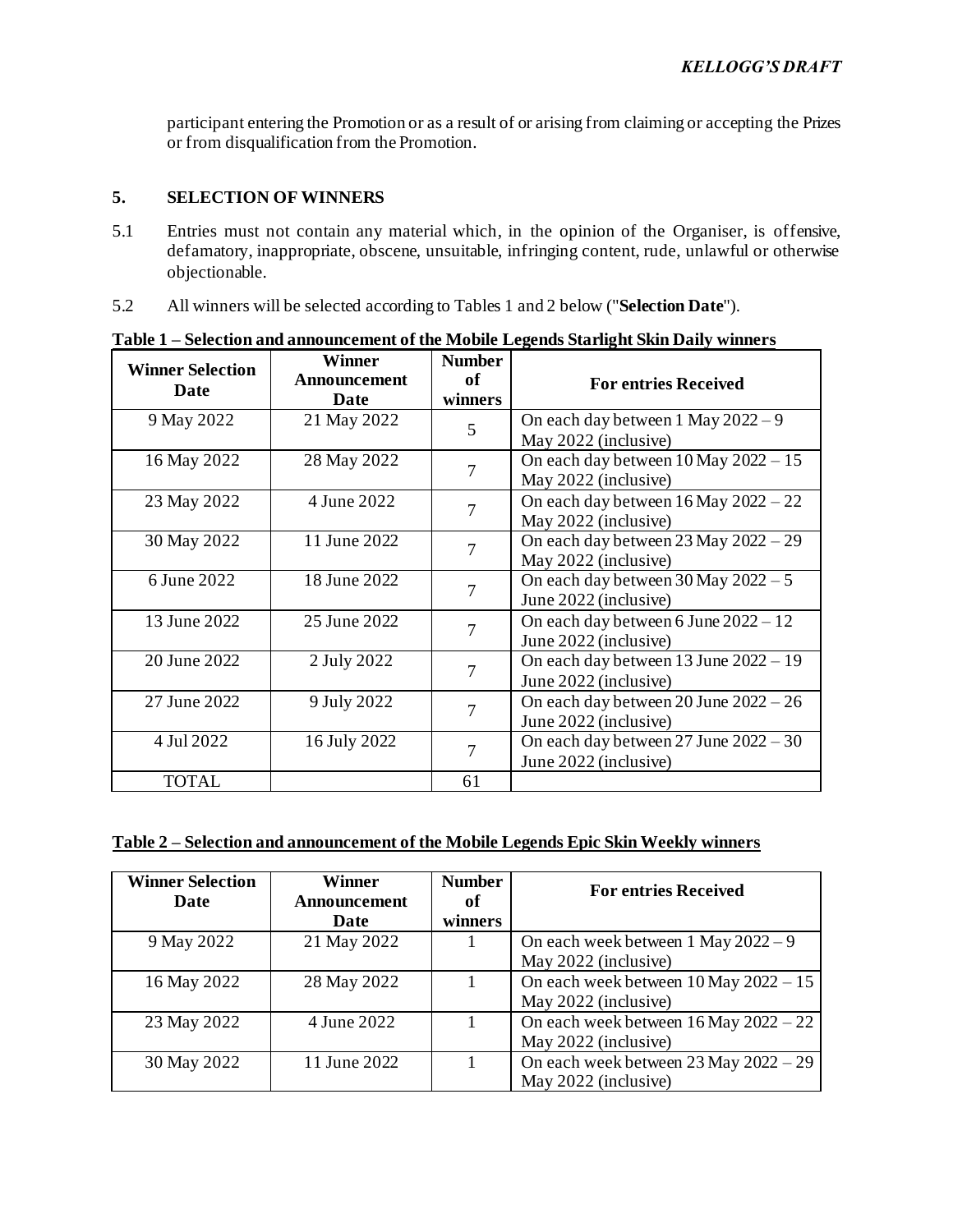participant entering the Promotion or as a result of or arising from claiming or accepting the Prizes or from disqualification from the Promotion.

## 5. SELECTION OF WINNERS

5.1 Entries must not contain any material which, in the opinion of the Organiser, is offensive, defamatory, inappropriate, obscene, unsuitable, infringing content, rude, unlawful or otherwise objectionable.

5.2 All winners will be selected according to Tables 1 and 2 below ("**Selection Date**").

**Table 1 – Selection and announcement of the Mobile Legends Starlight Skin Daily winners**

| Winner Selection Date | Winner Announcement Date | Number of winners | For entries Received |
|---|---|---|---|
| 9 May 2022 | 21 May 2022 | 5 | On each day between 1 May 2022 – 9 May 2022 (inclusive) |
| 16 May 2022 | 28 May 2022 | 7 | On each day between 10 May 2022 – 15 May 2022 (inclusive) |
| 23 May 2022 | 4 June 2022 | 7 | On each day between 16 May 2022 – 22 May 2022 (inclusive) |
| 30 May 2022 | 11 June 2022 | 7 | On each day between 23 May 2022 – 29 May 2022 (inclusive) |
| 6 June 2022 | 18 June 2022 | 7 | On each day between 30 May 2022 – 5 June 2022 (inclusive) |
| 13 June 2022 | 25 June 2022 | 7 | On each day between 6 June 2022 – 12 June 2022 (inclusive) |
| 20 June 2022 | 2 July 2022 | 7 | On each day between 13 June 2022 – 19 June 2022 (inclusive) |
| 27 June 2022 | 9 July 2022 | 7 | On each day between 20 June 2022 – 26 June 2022 (inclusive) |
| 4 Jul 2022 | 16 July 2022 | 7 | On each day between 27 June 2022 – 30 June 2022 (inclusive) |
| TOTAL | | 61 | |

**Table 2 – Selection and announcement of the Mobile Legends Epic Skin Weekly winners**

| Winner Selection Date | Winner Announcement Date | Number of winners | For entries Received |
|---|---|---|---|
| 9 May 2022 | 21 May 2022 | 1 | On each week between 1 May 2022 – 9 May 2022 (inclusive) |
| 16 May 2022 | 28 May 2022 | 1 | On each week between 10 May 2022 – 15 May 2022 (inclusive) |
| 23 May 2022 | 4 June 2022 | 1 | On each week between 16 May 2022 – 22 May 2022 (inclusive) |
| 30 May 2022 | 11 June 2022 | 1 | On each week between 23 May 2022 – 29 May 2022 (inclusive) |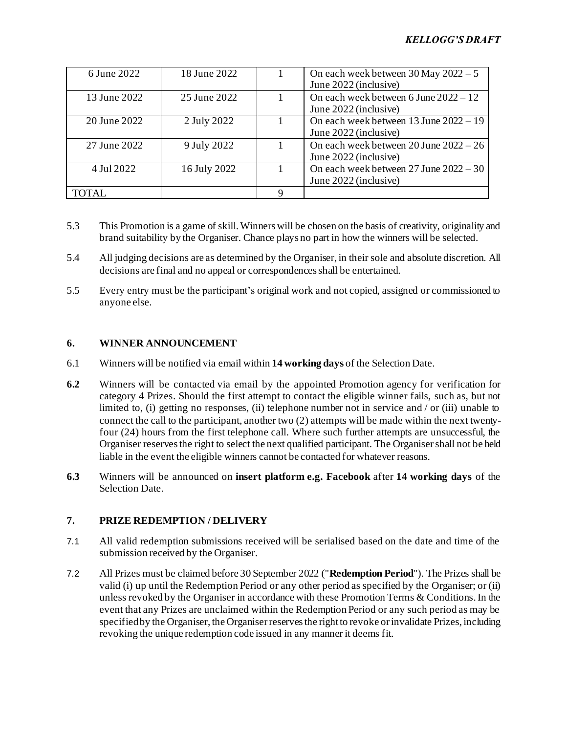| 6 June 2022 | 18 June 2022 | 1 | On each week between 30 May 2022 – 5 June 2022 (inclusive) |
|---|---|---|---|
| 13 June 2022 | 25 June 2022 | 1 | On each week between 6 June 2022 – 12 June 2022 (inclusive) |
| 20 June 2022 | 2 July 2022 | 1 | On each week between 13 June 2022 – 19 June 2022 (inclusive) |
| 27 June 2022 | 9 July 2022 | 1 | On each week between 20 June 2022 – 26 June 2022 (inclusive) |
| 4 Jul 2022 | 16 July 2022 | 1 | On each week between 27 June 2022 – 30 June 2022 (inclusive) |
| TOTAL | | 9 | |

5.3 This Promotion is a game of skill. Winners will be chosen on the basis of creativity, originality and brand suitability by the Organiser. Chance plays no part in how the winners will be selected.

5.4 All judging decisions are as determined by the Organiser, in their sole and absolute discretion. All decisions are final and no appeal or correspondences shall be entertained.

5.5 Every entry must be the participant's original work and not copied, assigned or commissioned to anyone else.

## 6. WINNER ANNOUNCEMENT

6.1 Winners will be notified via email within **14 working days** of the Selection Date.

**6.2** Winners will be contacted via email by the appointed Promotion agency for verification for category 4 Prizes. Should the first attempt to contact the eligible winner fails, such as, but not limited to, (i) getting no responses, (ii) telephone number not in service and / or (iii) unable to connect the call to the participant, another two (2) attempts will be made within the next twenty-four (24) hours from the first telephone call. Where such further attempts are unsuccessful, the Organiser reserves the right to select the next qualified participant. The Organiser shall not be held liable in the event the eligible winners cannot be contacted for whatever reasons.

**6.3** Winners will be announced on **insert platform e.g. Facebook** after **14 working days** of the Selection Date.

## 7. PRIZE REDEMPTION / DELIVERY

7.1 All valid redemption submissions received will be serialised based on the date and time of the submission received by the Organiser.

7.2 All Prizes must be claimed before 30 September 2022 ("**Redemption Period**"). The Prizes shall be valid (i) up until the Redemption Period or any other period as specified by the Organiser; or (ii) unless revoked by the Organiser in accordance with these Promotion Terms & Conditions. In the event that any Prizes are unclaimed within the Redemption Period or any such period as may be specified by the Organiser, the Organiser reserves the right to revoke or invalidate Prizes, including revoking the unique redemption code issued in any manner it deems fit.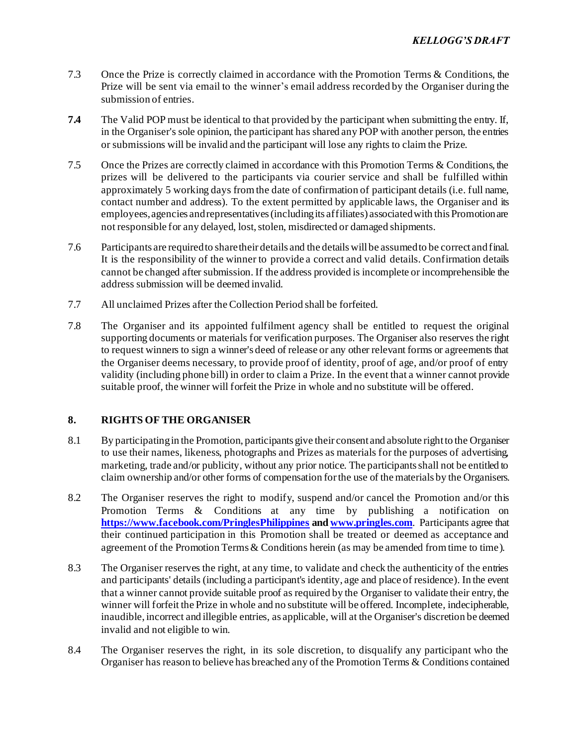7.3 Once the Prize is correctly claimed in accordance with the Promotion Terms & Conditions, the Prize will be sent via email to the winner's email address recorded by the Organiser during the submission of entries.

**7.4** The Valid POP must be identical to that provided by the participant when submitting the entry. If, in the Organiser's sole opinion, the participant has shared any POP with another person, the entries or submissions will be invalid and the participant will lose any rights to claim the Prize.

7.5 Once the Prizes are correctly claimed in accordance with this Promotion Terms & Conditions, the prizes will be delivered to the participants via courier service and shall be fulfilled within approximately 5 working days from the date of confirmation of participant details (i.e. full name, contact number and address). To the extent permitted by applicable laws, the Organiser and its employees, agencies and representatives (including its affiliates) associated with this Promotion are not responsible for any delayed, lost, stolen, misdirected or damaged shipments.

7.6 Participants are required to share their details and the details will be assumed to be correct and final. It is the responsibility of the winner to provide a correct and valid details. Confirmation details cannot be changed after submission. If the address provided is incomplete or incomprehensible the address submission will be deemed invalid.

7.7 All unclaimed Prizes after the Collection Period shall be forfeited.

7.8 The Organiser and its appointed fulfilment agency shall be entitled to request the original supporting documents or materials for verification purposes. The Organiser also reserves the right to request winners to sign a winner's deed of release or any other relevant forms or agreements that the Organiser deems necessary, to provide proof of identity, proof of age, and/or proof of entry validity (including phone bill) in order to claim a Prize. In the event that a winner cannot provide suitable proof, the winner will forfeit the Prize in whole and no substitute will be offered.

## 8. RIGHTS OF THE ORGANISER

8.1 By participating in the Promotion, participants give their consent and absolute right to the Organiser to use their names, likeness, photographs and Prizes as materials for the purposes of advertising, marketing, trade and/or publicity, without any prior notice. The participants shall not be entitled to claim ownership and/or other forms of compensation for the use of the materials by the Organisers.

8.2 The Organiser reserves the right to modify, suspend and/or cancel the Promotion and/or this Promotion Terms & Conditions at any time by publishing a notification on **https://www.facebook.com/PringlesPhilippines** **and** **www.pringles.com**. Participants agree that their continued participation in this Promotion shall be treated or deemed as acceptance and agreement of the Promotion Terms & Conditions herein (as may be amended from time to time).

8.3 The Organiser reserves the right, at any time, to validate and check the authenticity of the entries and participants' details (including a participant's identity, age and place of residence). In the event that a winner cannot provide suitable proof as required by the Organiser to validate their entry, the winner will forfeit the Prize in whole and no substitute will be offered. Incomplete, indecipherable, inaudible, incorrect and illegible entries, as applicable, will at the Organiser's discretion be deemed invalid and not eligible to win.

8.4 The Organiser reserves the right, in its sole discretion, to disqualify any participant who the Organiser has reason to believe has breached any of the Promotion Terms & Conditions contained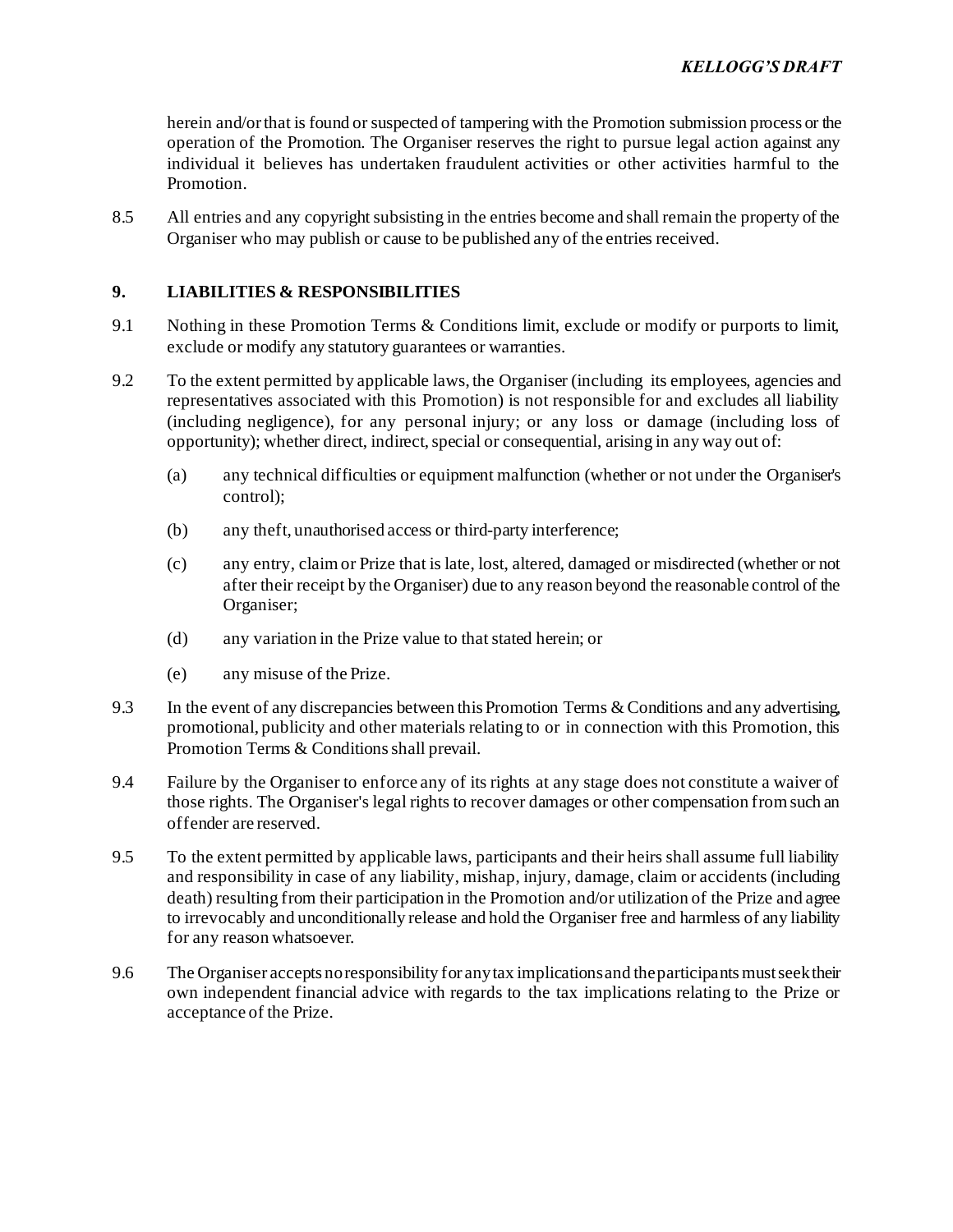herein and/or that is found or suspected of tampering with the Promotion submission process or the operation of the Promotion. The Organiser reserves the right to pursue legal action against any individual it believes has undertaken fraudulent activities or other activities harmful to the Promotion.

8.5 All entries and any copyright subsisting in the entries become and shall remain the property of the Organiser who may publish or cause to be published any of the entries received.

## 9. LIABILITIES & RESPONSIBILITIES

9.1 Nothing in these Promotion Terms & Conditions limit, exclude or modify or purports to limit, exclude or modify any statutory guarantees or warranties.

9.2 To the extent permitted by applicable laws, the Organiser (including its employees, agencies and representatives associated with this Promotion) is not responsible for and excludes all liability (including negligence), for any personal injury; or any loss or damage (including loss of opportunity); whether direct, indirect, special or consequential, arising in any way out of:

(a) any technical difficulties or equipment malfunction (whether or not under the Organiser's control);

(b) any theft, unauthorised access or third-party interference;

(c) any entry, claim or Prize that is late, lost, altered, damaged or misdirected (whether or not after their receipt by the Organiser) due to any reason beyond the reasonable control of the Organiser;

(d) any variation in the Prize value to that stated herein; or

(e) any misuse of the Prize.

9.3 In the event of any discrepancies between this Promotion Terms & Conditions and any advertising, promotional, publicity and other materials relating to or in connection with this Promotion, this Promotion Terms & Conditions shall prevail.

9.4 Failure by the Organiser to enforce any of its rights at any stage does not constitute a waiver of those rights. The Organiser's legal rights to recover damages or other compensation from such an offender are reserved.

9.5 To the extent permitted by applicable laws, participants and their heirs shall assume full liability and responsibility in case of any liability, mishap, injury, damage, claim or accidents (including death) resulting from their participation in the Promotion and/or utilization of the Prize and agree to irrevocably and unconditionally release and hold the Organiser free and harmless of any liability for any reason whatsoever.

9.6 The Organiser accepts no responsibility for any tax implications and the participants must seek their own independent financial advice with regards to the tax implications relating to the Prize or acceptance of the Prize.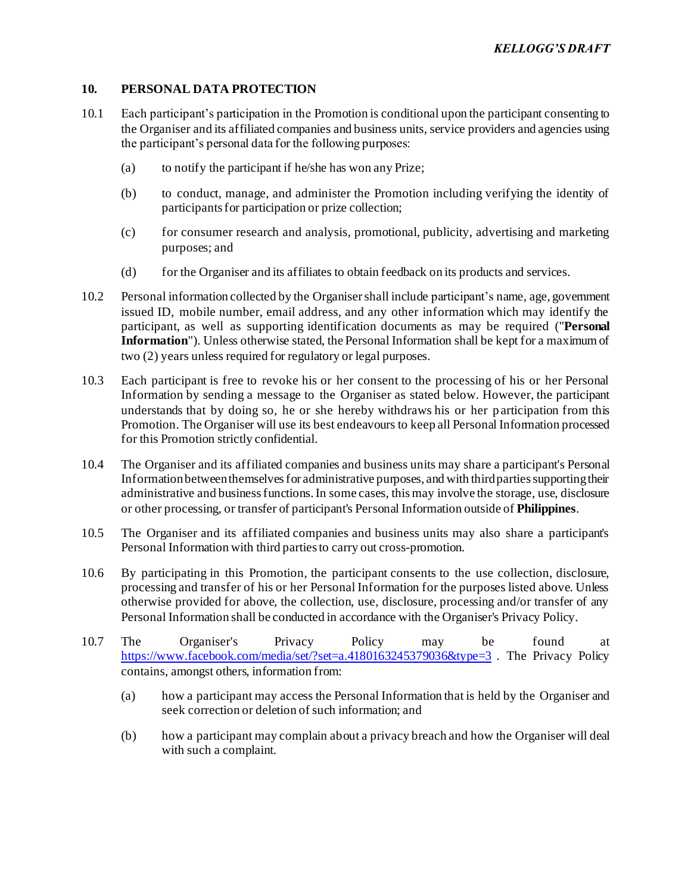## 10. PERSONAL DATA PROTECTION

10.1 Each participant's participation in the Promotion is conditional upon the participant consenting to the Organiser and its affiliated companies and business units, service providers and agencies using the participant's personal data for the following purposes:

(a) to notify the participant if he/she has won any Prize;

(b) to conduct, manage, and administer the Promotion including verifying the identity of participants for participation or prize collection;

(c) for consumer research and analysis, promotional, publicity, advertising and marketing purposes; and

(d) for the Organiser and its affiliates to obtain feedback on its products and services.

10.2 Personal information collected by the Organiser shall include participant's name, age, government issued ID, mobile number, email address, and any other information which may identify the participant, as well as supporting identification documents as may be required ("**Personal Information**"). Unless otherwise stated, the Personal Information shall be kept for a maximum of two (2) years unless required for regulatory or legal purposes.

10.3 Each participant is free to revoke his or her consent to the processing of his or her Personal Information by sending a message to the Organiser as stated below. However, the participant understands that by doing so, he or she hereby withdraws his or her participation from this Promotion. The Organiser will use its best endeavours to keep all Personal Information processed for this Promotion strictly confidential.

10.4 The Organiser and its affiliated companies and business units may share a participant's Personal Information between themselves for administrative purposes, and with third parties supporting their administrative and business functions. In some cases, this may involve the storage, use, disclosure or other processing, or transfer of participant's Personal Information outside of **Philippines**.

10.5 The Organiser and its affiliated companies and business units may also share a participant's Personal Information with third parties to carry out cross-promotion.

10.6 By participating in this Promotion, the participant consents to the use collection, disclosure, processing and transfer of his or her Personal Information for the purposes listed above. Unless otherwise provided for above, the collection, use, disclosure, processing and/or transfer of any Personal Information shall be conducted in accordance with the Organiser's Privacy Policy.

10.7 The Organiser's Privacy Policy may be found at https://www.facebook.com/media/set/?set=a.4180163245379036&type=3 . The Privacy Policy contains, amongst others, information from:

(a) how a participant may access the Personal Information that is held by the Organiser and seek correction or deletion of such information; and

(b) how a participant may complain about a privacy breach and how the Organiser will deal with such a complaint.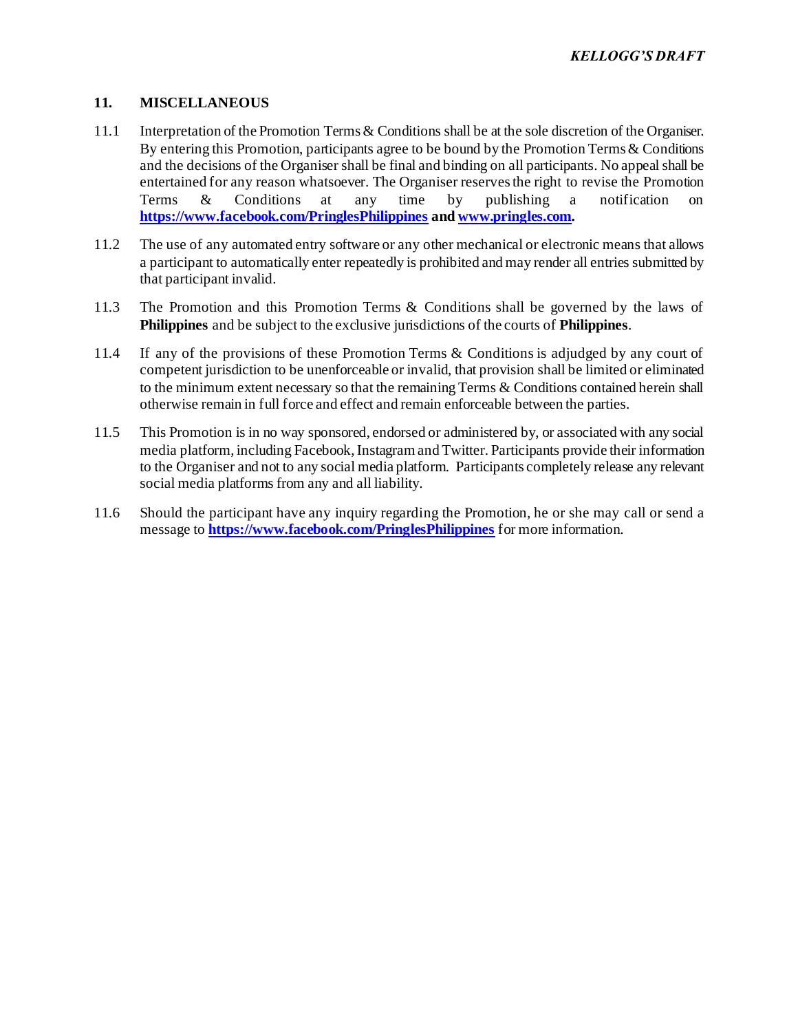## 11. MISCELLANEOUS

11.1 Interpretation of the Promotion Terms & Conditions shall be at the sole discretion of the Organiser. By entering this Promotion, participants agree to be bound by the Promotion Terms & Conditions and the decisions of the Organiser shall be final and binding on all participants. No appeal shall be entertained for any reason whatsoever. The Organiser reserves the right to revise the Promotion Terms & Conditions at any time by publishing a notification on **https://www.facebook.com/PringlesPhilippines and www.pringles.com.**

11.2 The use of any automated entry software or any other mechanical or electronic means that allows a participant to automatically enter repeatedly is prohibited and may render all entries submitted by that participant invalid.

11.3 The Promotion and this Promotion Terms & Conditions shall be governed by the laws of **Philippines** and be subject to the exclusive jurisdictions of the courts of **Philippines**.

11.4 If any of the provisions of these Promotion Terms & Conditions is adjudged by any court of competent jurisdiction to be unenforceable or invalid, that provision shall be limited or eliminated to the minimum extent necessary so that the remaining Terms & Conditions contained herein shall otherwise remain in full force and effect and remain enforceable between the parties.

11.5 This Promotion is in no way sponsored, endorsed or administered by, or associated with any social media platform, including Facebook, Instagram and Twitter. Participants provide their information to the Organiser and not to any social media platform. Participants completely release any relevant social media platforms from any and all liability.

11.6 Should the participant have any inquiry regarding the Promotion, he or she may call or send a message to **https://www.facebook.com/PringlesPhilippines** for more information.